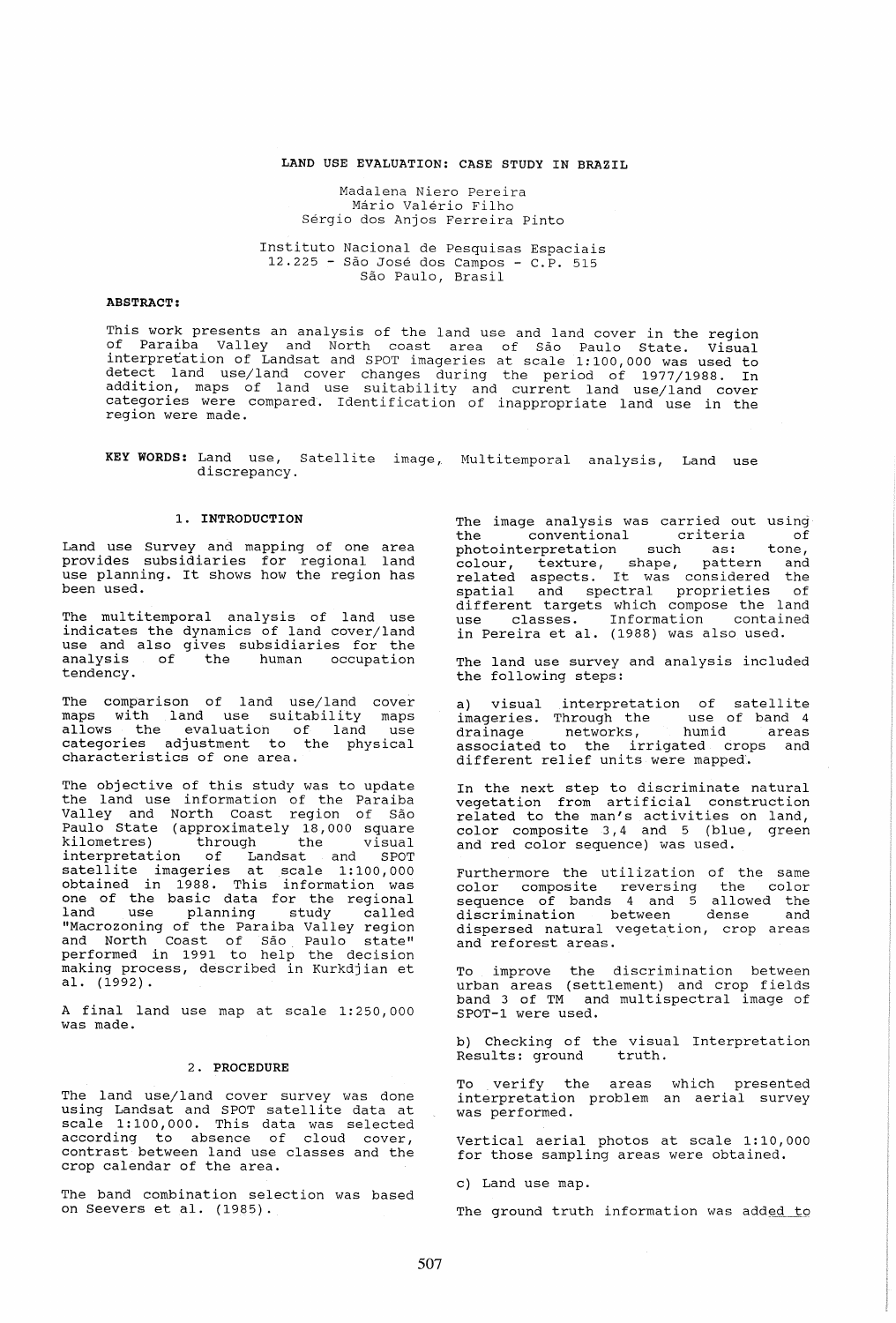# LAND USE EVALUATION: CASE STUDY IN BRAZIL

Madalena Niero Pereira
Mário Valério Filho
Sérgio dos Anjos Ferreira Pinto

Instituto Nacional de Pesquisas Espaciais
12.225 - São José dos Campos - C.P. 515
São Paulo, Brasil

**ABSTRACT:**

This work presents an analysis of the land use and land cover in the region of Paraiba Valley and North coast area of São Paulo State. Visual interpretation of Landsat and SPOT imageries at scale 1:100,000 was used to detect land use/land cover changes during the period of 1977/1988. In addition, maps of land use suitability and current land use/land cover categories were compared. Identification of inappropriate land use in the region were made.

**KEY WORDS:** Land use, Satellite image, Multitemporal analysis, Land use discrepancy.

## 1. INTRODUCTION

Land use Survey and mapping of one area provides subsidiaries for regional land use planning. It shows how the region has been used.

The multitemporal analysis of land use indicates the dynamics of land cover/land use and also gives subsidiaries for the analysis of the human occupation tendency.

The comparison of land use/land cover maps with land use suitability maps allows the evaluation of land use categories adjustment to the physical characteristics of one area.

The objective of this study was to update the land use information of the Paraiba Valley and North Coast region of São Paulo State (approximately 18,000 square kilometres) through the visual interpretation of Landsat and SPOT satellite imageries at scale 1:100,000 obtained in 1988. This information was one of the basic data for the regional land use planning study called "Macrozoning of the Paraiba Valley region and North Coast of São Paulo state" performed in 1991 to help the decision making process, described in Kurkdjian et al. (1992).

A final land use map at scale 1:250,000 was made.

## 2. PROCEDURE

The land use/land cover survey was done using Landsat and SPOT satellite data at scale 1:100,000. This data was selected according to absence of cloud cover, contrast between land use classes and the crop calendar of the area.

The band combination selection was based on Seevers et al. (1985).

The image analysis was carried out using the conventional criteria of photointerpretation such as: tone, colour, texture, shape, pattern and related aspects. It was considered the spatial and spectral proprieties of different targets which compose the land use classes. Information contained in Pereira et al. (1988) was also used.

The land use survey and analysis included the following steps:

a) visual interpretation of satellite imageries. Through the use of band 4 drainage networks, humid areas associated to the irrigated crops and different relief units were mapped.

In the next step to discriminate natural vegetation from artificial construction related to the man's activities on land, color composite 3,4 and 5 (blue, green and red color sequence) was used.

Furthermore the utilization of the same color composite reversing the color sequence of bands 4 and 5 allowed the discrimination between dense and dispersed natural vegetation, crop areas and reforest areas.

To improve the discrimination between urban areas (settlement) and crop fields band 3 of TM and multispectral image of SPOT-1 were used.

b) Checking of the visual Interpretation Results: ground truth.

To verify the areas which presented interpretation problem an aerial survey was performed.

Vertical aerial photos at scale 1:10,000 for those sampling areas were obtained.

c) Land use map.

The ground truth information was added to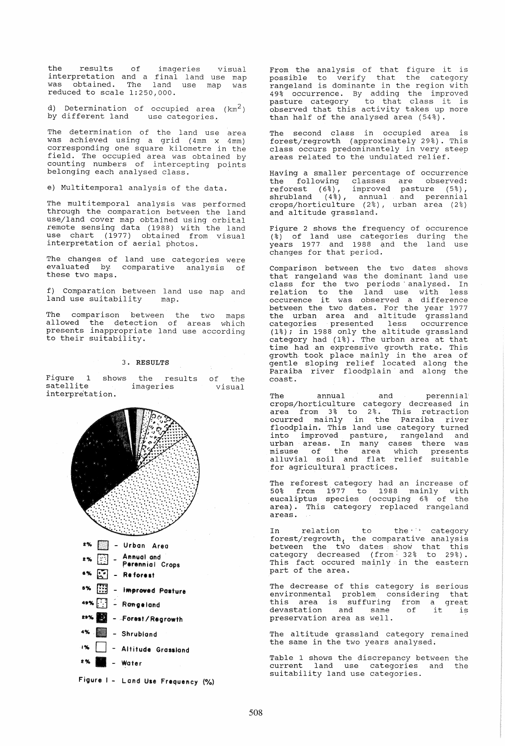the results of imageries visual interpretation and a final land use map was obtained. The land use map was reduced to scale 1:250,000.

d) Determination of occupied area ($km^2$) by different land use categories.

The determination of the land use area was achieved using a grid (4mm x 4mm) corresponding one square kilometre in the field. The occupied area was obtained by counting numbers of intercepting points belonging each analysed class.

e) Multitemporal analysis of the data.

The multitemporal analysis was performed through the comparation between the land use/land cover map obtained using orbital remote sensing data (1988) with the land use chart (1977) obtained from visual interpretation of aerial photos.

The changes of land use categories were evaluated by comparative analysis of these two maps.

f) Comparation between land use map and land use suitability map.

The comparison between the two maps allowed the detection of areas which presents inappropriate land use according to their suitability.

## 3. RESULTS

Figure 1 shows the results of the satellite imageries visual interpretation.

2% - Urban Area
2% - Annual and Perennial Crops
6% - Reforest
5% - Improved Pasture
49% - Rangeland
29% - Forest/Regrowth
4% - Shrubland
1% - Altitude Grassland
2% - Water

Figure I - Land Use Frequency (%)

From the analysis of that figure it is possible to verify that the category rangeland is dominante in the region with 49% occurrence. By adding the improved pasture category to that class it is observed that this activity takes up more than half of the analysed area (54%).

The second class in occupied area is forest/regrowth (approximately 29%). This class occurs predominantely in very steep areas related to the undulated relief.

Having a smaller percentage of occurrence the following classes are observed: reforest (6%), improved pasture (5%), shrubland (4%), annual and perennial crops/horticulture (2%), urban area (2%) and altitude grassland.

Figure 2 shows the frequency of occurence (%) of land use categories during the years 1977 and 1988 and the land use changes for that period.

Comparison between the two dates shows that rangeland was the dominant land use class for the two periods analysed. In relation to the land use with less occurence it was observed a difference between the two dates. For the year 1977 the urban area and altitude grassland categories presented less occurrence (1%); in 1988 only the altitude grassland category had (1%). The urban area at that time had an expressive growth rate. This growth took place mainly in the area of gentle sloping relief located along the Paraiba river floodplain and along the coast.

The annual and perennial crops/horticulture category decreased in area from 3% to 2%. This retraction ocurred mainly in the Paraiba river floodplain. This land use category turned into improved pasture, rangeland and urban areas. In many cases there was misuse of the area which presents alluvial soil and flat relief suitable for agricultural practices.

The reforest category had an increase of 50% from 1977 to 1988 mainly with eucaliptus species (occuping 6% of the area). This category replaced rangeland areas.

In relation to the category forest/regrowth, the comparative analysis between the two dates show that this category decreased (from 32% to 29%). This fact occured mainly in the eastern part of the area.

The decrease of this category is serious environmental problem considering that this area is suffering from a great devastation and same of it is preservation area as well.

The altitude grassland category remained the same in the two years analysed.

Table 1 shows the discrepancy between the current land use categories and the suitability land use categories.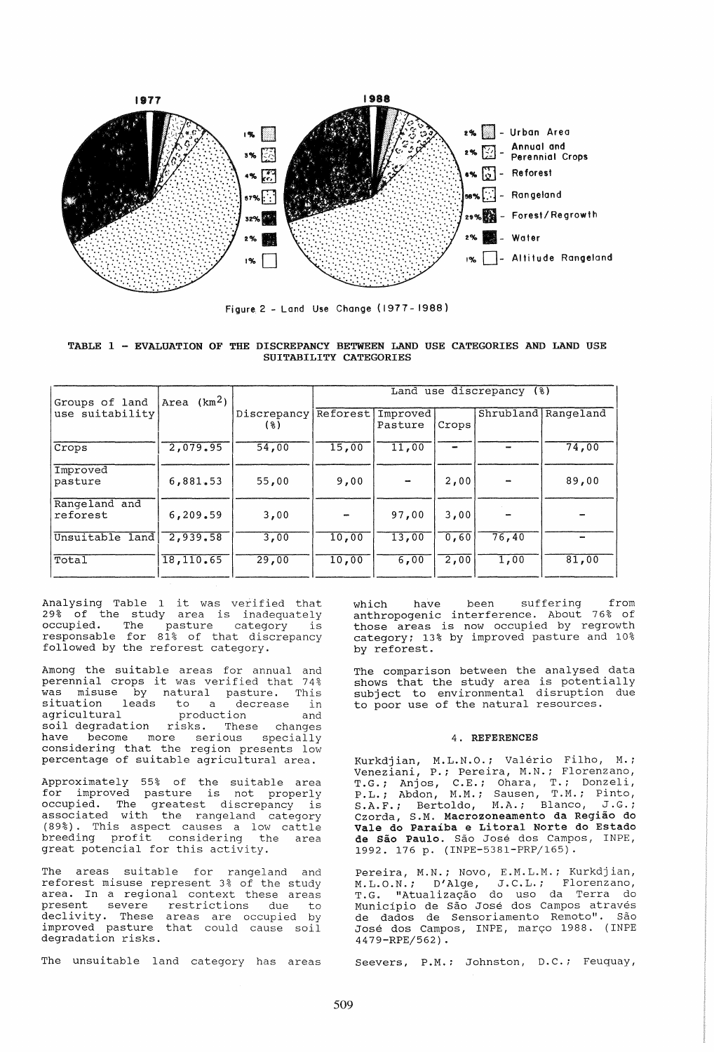Figure 2 - Land Use Change (1977-1988)

**TABLE 1 - EVALUATION OF THE DISCREPANCY BETWEEN LAND USE CATEGORIES AND LAND USE SUITABILITY CATEGORIES**

| Groups of land use suitability | Area (km²) | Discrepancy (%) | Land use discrepancy (%) | | | | |
|---|---|---|---|---|---|---|---|
| | | | Reforest | Improved Pasture | Crops | Shrubland | Rangeland |
| Crops | 2,079.95 | 54,00 | 15,00 | 11,00 | - | - | 74,00 |
| Improved pasture | 6,881.53 | 55,00 | 9,00 | - | 2,00 | - | 89,00 |
| Rangeland and reforest | 6,209.59 | 3,00 | - | 97,00 | 3,00 | - | - |
| Unsuitable land | 2,939.58 | 3,00 | 10,00 | 13,00 | 0,60 | 76,40 | - |
| Total | 18,110.65 | 29,00 | 10,00 | 6,00 | 2,00 | 1,00 | 81,00 |

Analysing Table 1 it was verified that 29% of the study area is inadequately occupied. The pasture category is responsable for 81% of that discrepancy followed by the reforest category.

Among the suitable areas for annual and perennial crops it was verified that 74% was misuse by natural pasture. This situation leads to a decrease in agricultural production and soil degradation risks. These changes have become more serious specially considering that the region presents low percentage of suitable agricultural area.

Approximately 55% of the suitable area for improved pasture is not properly occupied. The greatest discrepancy is associated with the rangeland category (89%). This aspect causes a low cattle breeding profit considering the area great potencial for this activity.

The areas suitable for rangeland and reforest misuse represent 3% of the study area. In a regional context these areas present severe restrictions due to declivity. These areas are occupied by improved pasture that could cause soil degradation risks.

The unsuitable land category has areas which have been suffering from anthropogenic interference. About 76% of those areas is now occupied by regrowth category; 13% by improved pasture and 10% by reforest.

The comparison between the analysed data shows that the study area is potentially subject to environmental disruption due to poor use of the natural resources.

## 4. REFERENCES

Kurkdjian, M.L.N.O.; Valério Filho, M.; Veneziani, P.; Pereira, M.N.; Florenzano, T.G.; Anjos, C.E.; Ohara, T.; Donzeli, P.L.; Abdon, M.M.; Sausen, T.M.; Pinto, S.A.F.; Bertoldo, M.A.; Blanco, J.G.; Czorda, S.M. **Macrozoneamento da Região do Vale do Paraíba e Litoral Norte do Estado de São Paulo.** São José dos Campos, INPE, 1992. 176 p. (INPE-5381-PRP/165).

Pereira, M.N.; Novo, E.M.L.M.; Kurkdjian, M.L.O.N.; D'Alge, J.C.L.; Florenzano, T.G. "Atualização do uso da Terra do Município de São José dos Campos através de dados de Sensoriamento Remoto". São José dos Campos, INPE, março 1988. (INPE 4479-RPE/562).

Seevers, P.M.; Johnston, D.C.; Feuquay,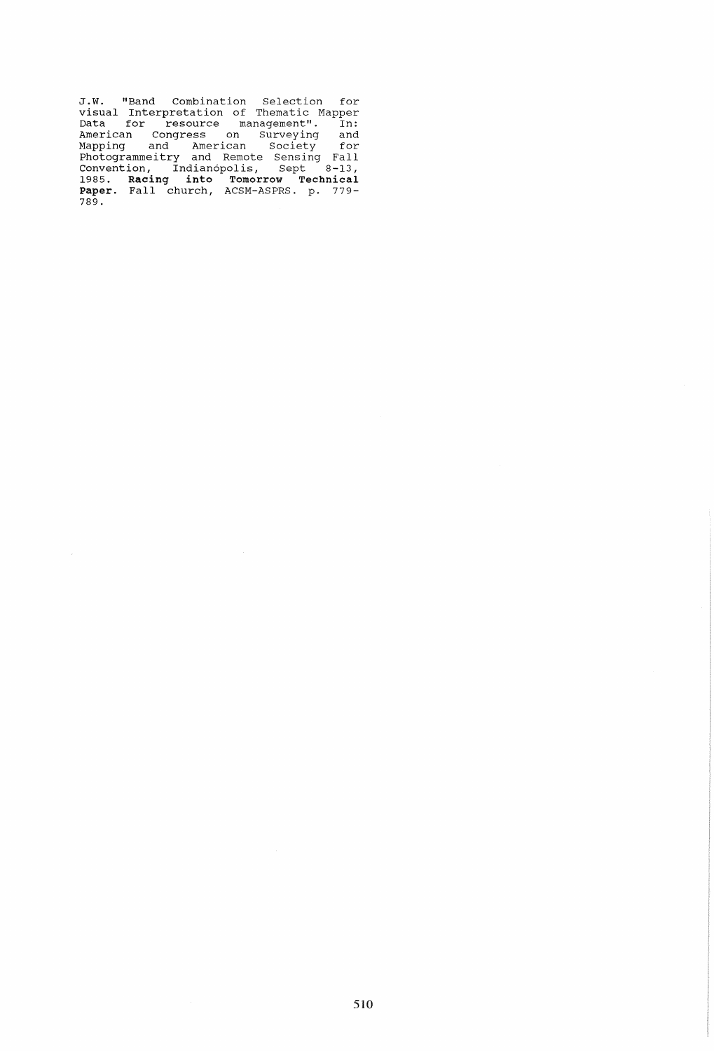J.W. "Band Combination Selection for visual Interpretation of Thematic Mapper Data for resource management". In: American Congress on Surveying and Mapping and American Society for Photogrammeitry and Remote Sensing Fall Convention, Indianópolis, Sept 8-13, 1985. **Racing into Tomorrow Technical Paper.** Fall church, ACSM-ASPRS. p. 779-789.